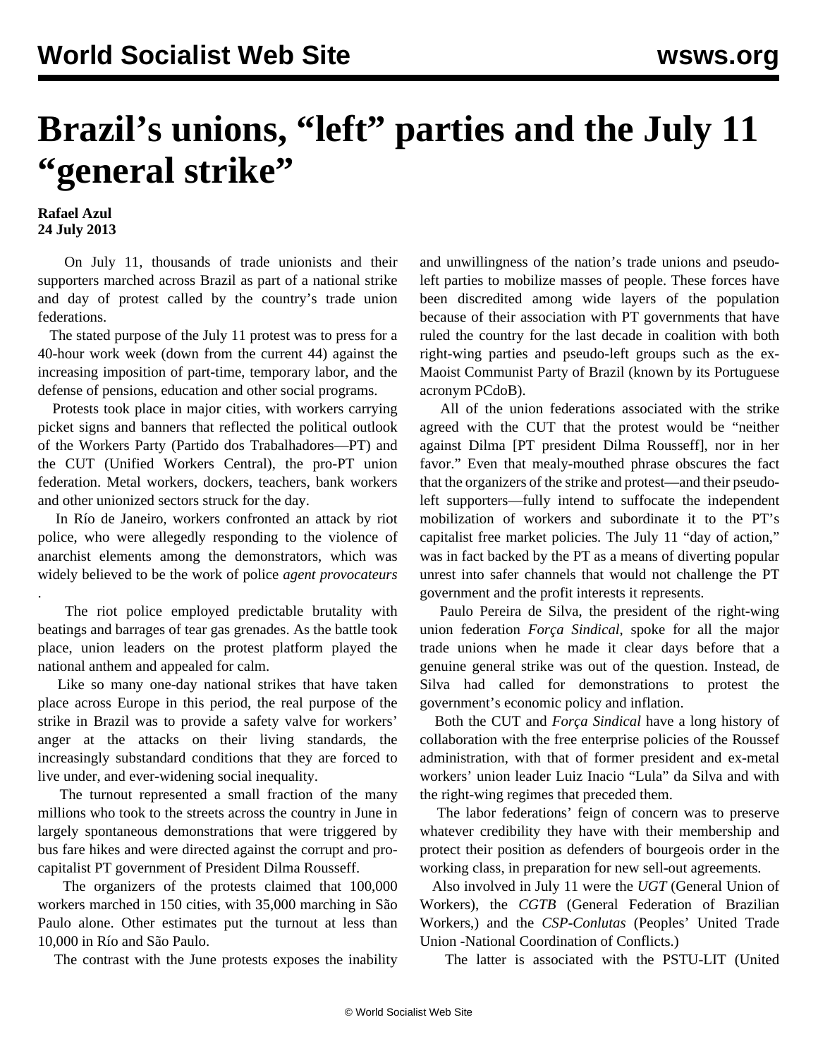# Brazil's unions, "left" parties and the July 11 "general strike"

**Rafael Azul**
**24 July 2013**

On July 11, thousands of trade unionists and their supporters marched across Brazil as part of a national strike and day of protest called by the country's trade union federations.

The stated purpose of the July 11 protest was to press for a 40-hour work week (down from the current 44) against the increasing imposition of part-time, temporary labor, and the defense of pensions, education and other social programs.

Protests took place in major cities, with workers carrying picket signs and banners that reflected the political outlook of the Workers Party (Partido dos Trabalhadores—PT) and the CUT (Unified Workers Central), the pro-PT union federation. Metal workers, dockers, teachers, bank workers and other unionized sectors struck for the day.

In Río de Janeiro, workers confronted an attack by riot police, who were allegedly responding to the violence of anarchist elements among the demonstrators, which was widely believed to be the work of police *agent provocateurs*.

The riot police employed predictable brutality with beatings and barrages of tear gas grenades. As the battle took place, union leaders on the protest platform played the national anthem and appealed for calm.

Like so many one-day national strikes that have taken place across Europe in this period, the real purpose of the strike in Brazil was to provide a safety valve for workers' anger at the attacks on their living standards, the increasingly substandard conditions that they are forced to live under, and ever-widening social inequality.

The turnout represented a small fraction of the many millions who took to the streets across the country in June in largely spontaneous demonstrations that were triggered by bus fare hikes and were directed against the corrupt and pro-capitalist PT government of President Dilma Rousseff.

The organizers of the protests claimed that 100,000 workers marched in 150 cities, with 35,000 marching in São Paulo alone. Other estimates put the turnout at less than 10,000 in Río and São Paulo.

The contrast with the June protests exposes the inability and unwillingness of the nation's trade unions and pseudo-left parties to mobilize masses of people. These forces have been discredited among wide layers of the population because of their association with PT governments that have ruled the country for the last decade in coalition with both right-wing parties and pseudo-left groups such as the ex-Maoist Communist Party of Brazil (known by its Portuguese acronym PCdoB).

All of the union federations associated with the strike agreed with the CUT that the protest would be "neither against Dilma [PT president Dilma Rousseff], nor in her favor." Even that mealy-mouthed phrase obscures the fact that the organizers of the strike and protest—and their pseudo-left supporters—fully intend to suffocate the independent mobilization of workers and subordinate it to the PT's capitalist free market policies. The July 11 "day of action," was in fact backed by the PT as a means of diverting popular unrest into safer channels that would not challenge the PT government and the profit interests it represents.

Paulo Pereira de Silva, the president of the right-wing union federation *Força Sindical*, spoke for all the major trade unions when he made it clear days before that a genuine general strike was out of the question. Instead, de Silva had called for demonstrations to protest the government's economic policy and inflation.

Both the CUT and *Força Sindical* have a long history of collaboration with the free enterprise policies of the Roussef administration, with that of former president and ex-metal workers' union leader Luiz Inacio "Lula" da Silva and with the right-wing regimes that preceded them.

The labor federations' feign of concern was to preserve whatever credibility they have with their membership and protect their position as defenders of bourgeois order in the working class, in preparation for new sell-out agreements.

Also involved in July 11 were the *UGT* (General Union of Workers), the *CGTB* (General Federation of Brazilian Workers,) and the *CSP-Conlutas* (Peoples' United Trade Union -National Coordination of Conflicts.)

The latter is associated with the PSTU-LIT (United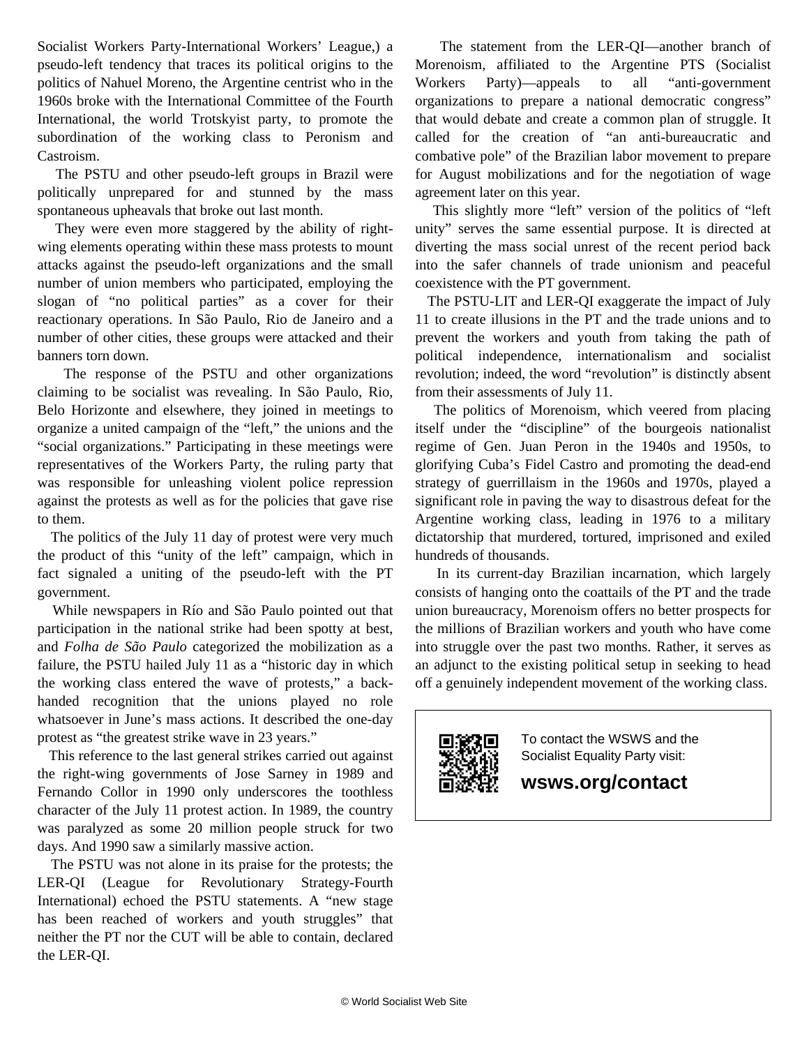Socialist Workers Party-International Workers' League,) a pseudo-left tendency that traces its political origins to the politics of Nahuel Moreno, the Argentine centrist who in the 1960s broke with the International Committee of the Fourth International, the world Trotskyist party, to promote the subordination of the working class to Peronism and Castroism.

The PSTU and other pseudo-left groups in Brazil were politically unprepared for and stunned by the mass spontaneous upheavals that broke out last month.

They were even more staggered by the ability of right-wing elements operating within these mass protests to mount attacks against the pseudo-left organizations and the small number of union members who participated, employing the slogan of "no political parties" as a cover for their reactionary operations. In São Paulo, Rio de Janeiro and a number of other cities, these groups were attacked and their banners torn down.

The response of the PSTU and other organizations claiming to be socialist was revealing. In São Paulo, Rio, Belo Horizonte and elsewhere, they joined in meetings to organize a united campaign of the "left," the unions and the "social organizations." Participating in these meetings were representatives of the Workers Party, the ruling party that was responsible for unleashing violent police repression against the protests as well as for the policies that gave rise to them.

The politics of the July 11 day of protest were very much the product of this "unity of the left" campaign, which in fact signaled a uniting of the pseudo-left with the PT government.

While newspapers in Río and São Paulo pointed out that participation in the national strike had been spotty at best, and *Folha de São Paulo* categorized the mobilization as a failure, the PSTU hailed July 11 as a "historic day in which the working class entered the wave of protests," a back-handed recognition that the unions played no role whatsoever in June's mass actions. It described the one-day protest as "the greatest strike wave in 23 years."

This reference to the last general strikes carried out against the right-wing governments of Jose Sarney in 1989 and Fernando Collor in 1990 only underscores the toothless character of the July 11 protest action. In 1989, the country was paralyzed as some 20 million people struck for two days. And 1990 saw a similarly massive action.

The PSTU was not alone in its praise for the protests; the LER-QI (League for Revolutionary Strategy-Fourth International) echoed the PSTU statements. A "new stage has been reached of workers and youth struggles" that neither the PT nor the CUT will be able to contain, declared the LER-QI.

The statement from the LER-QI—another branch of Morenoism, affiliated to the Argentine PTS (Socialist Workers Party)—appeals to all "anti-government organizations to prepare a national democratic congress" that would debate and create a common plan of struggle. It called for the creation of "an anti-bureaucratic and combative pole" of the Brazilian labor movement to prepare for August mobilizations and for the negotiation of wage agreement later on this year.

This slightly more "left" version of the politics of "left unity" serves the same essential purpose. It is directed at diverting the mass social unrest of the recent period back into the safer channels of trade unionism and peaceful coexistence with the PT government.

The PSTU-LIT and LER-QI exaggerate the impact of July 11 to create illusions in the PT and the trade unions and to prevent the workers and youth from taking the path of political independence, internationalism and socialist revolution; indeed, the word "revolution" is distinctly absent from their assessments of July 11.

The politics of Morenoism, which veered from placing itself under the "discipline" of the bourgeois nationalist regime of Gen. Juan Peron in the 1940s and 1950s, to glorifying Cuba's Fidel Castro and promoting the dead-end strategy of guerrillaism in the 1960s and 1970s, played a significant role in paving the way to disastrous defeat for the Argentine working class, leading in 1976 to a military dictatorship that murdered, tortured, imprisoned and exiled hundreds of thousands.

In its current-day Brazilian incarnation, which largely consists of hanging onto the coattails of the PT and the trade union bureaucracy, Morenoism offers no better prospects for the millions of Brazilian workers and youth who have come into struggle over the past two months. Rather, it serves as an adjunct to the existing political setup in seeking to head off a genuinely independent movement of the working class.

To contact the WSWS and the Socialist Equality Party visit:

**wsws.org/contact**